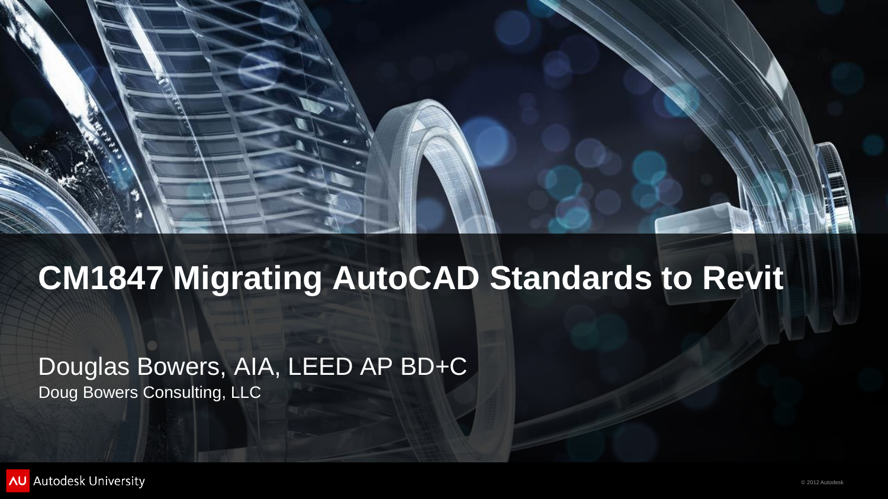# CM1847 Migrating AutoCAD Standards to Revit

Douglas Bowers, AIA, LEED AP BD+C

Doug Bowers Consulting, LLC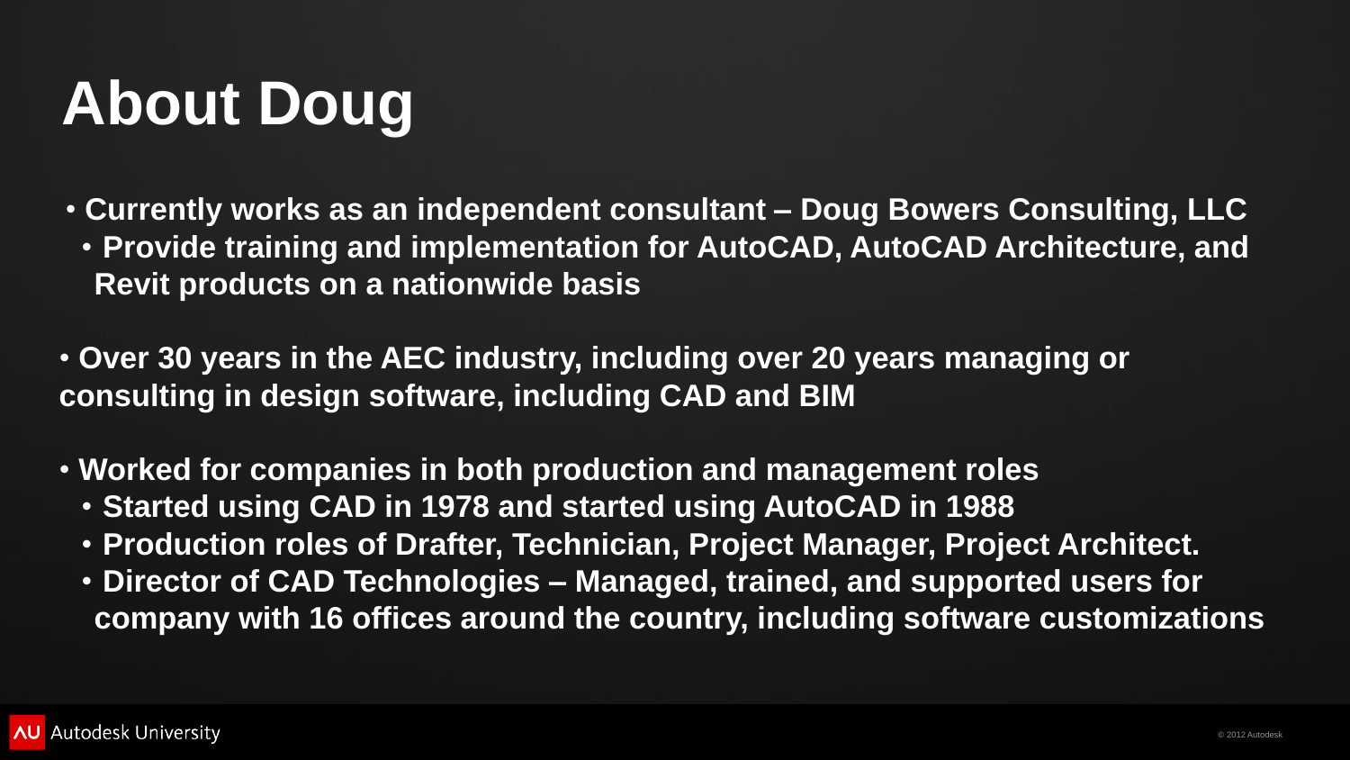# About Doug

- Currently works as an independent consultant – Doug Bowers Consulting, LLC
  - Provide training and implementation for AutoCAD, AutoCAD Architecture, and Revit products on a nationwide basis
- Over 30 years in the AEC industry, including over 20 years managing or consulting in design software, including CAD and BIM
- Worked for companies in both production and management roles
  - Started using CAD in 1978 and started using AutoCAD in 1988
  - Production roles of Drafter, Technician, Project Manager, Project Architect.
  - Director of CAD Technologies – Managed, trained, and supported users for company with 16 offices around the country, including software customizations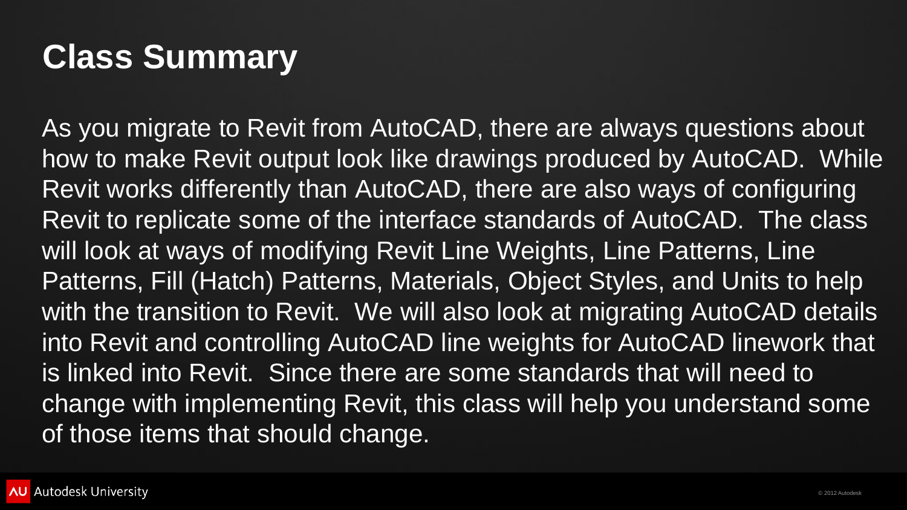# Class Summary

As you migrate to Revit from AutoCAD, there are always questions about how to make Revit output look like drawings produced by AutoCAD. While Revit works differently than AutoCAD, there are also ways of configuring Revit to replicate some of the interface standards of AutoCAD. The class will look at ways of modifying Revit Line Weights, Line Patterns, Line Patterns, Fill (Hatch) Patterns, Materials, Object Styles, and Units to help with the transition to Revit. We will also look at migrating AutoCAD details into Revit and controlling AutoCAD line weights for AutoCAD linework that is linked into Revit. Since there are some standards that will need to change with implementing Revit, this class will help you understand some of those items that should change.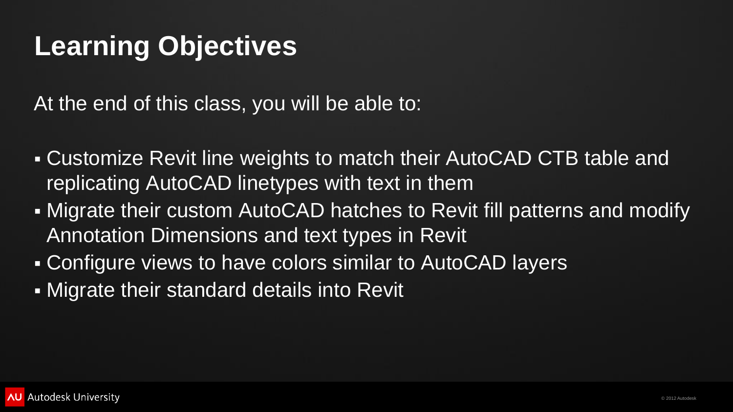# Learning Objectives

At the end of this class, you will be able to:

- Customize Revit line weights to match their AutoCAD CTB table and replicating AutoCAD linetypes with text in them
- Migrate their custom AutoCAD hatches to Revit fill patterns and modify Annotation Dimensions and text types in Revit
- Configure views to have colors similar to AutoCAD layers
- Migrate their standard details into Revit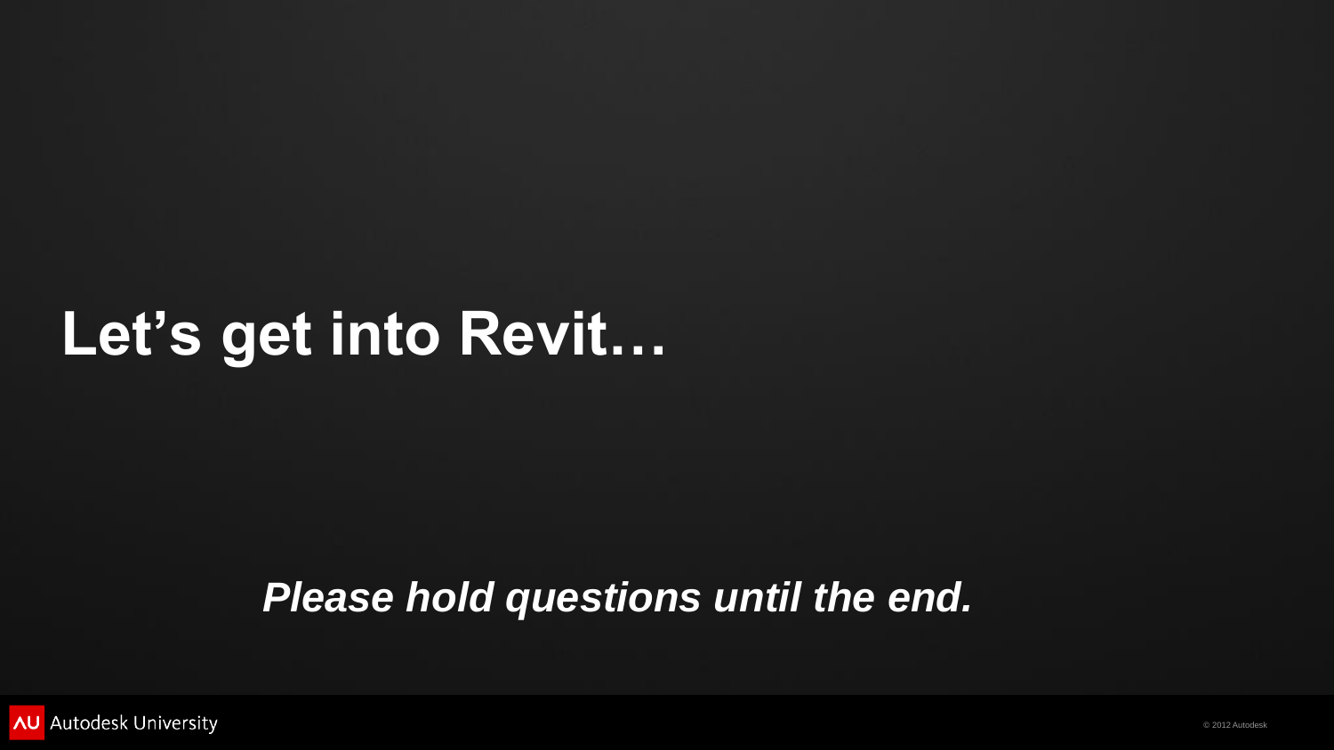# Let’s get into Revit…

*Please hold questions until the end.*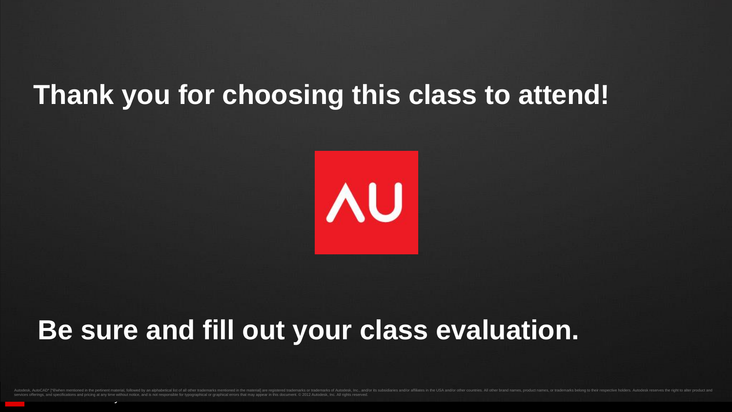# Thank you for choosing this class to attend!

AU

# Be sure and fill out your class evaluation.

Autodesk, AutoCAD* [*if/when mentioned in the pertinent material, followed by an alphabetical list of all other trademarks mentioned in the material] are registered trademarks or trademarks of Autodesk, Inc., and/or its subsidiaries and/or affiliates in the USA and/or other countries. All other brand names, product names, or trademarks belong to their respective holders. Autodesk reserves the right to alter product and services offerings, and specifications and pricing at any time without notice, and is not responsible for typographical or graphical errors that may appear in this document. © 2012 Autodesk, Inc. All rights reserved.